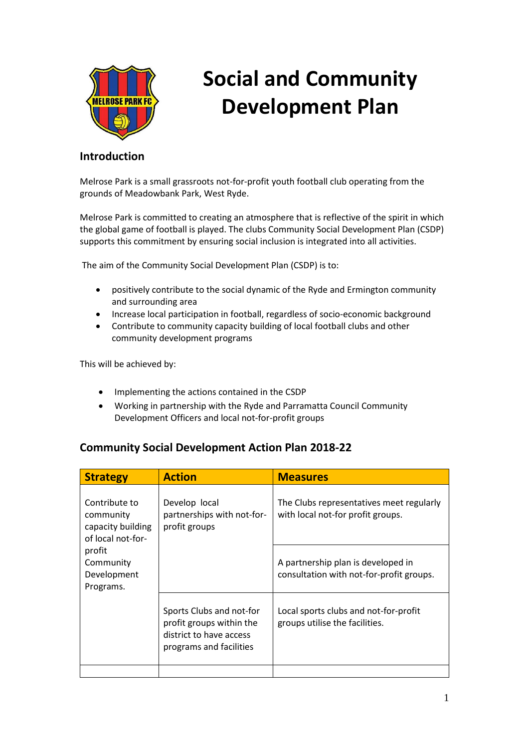# Social and Community Development Plan

## Introduction

Melrose Park is a small grassroots not-for-profit youth football club operating from the grounds of Meadowbank Park, West Ryde.

Melrose Park is committed to creating an atmosphere that is reflective of the spirit in which the global game of football is played. The clubs Community Social Development Plan (CSDP) supports this commitment by ensuring social inclusion is integrated into all activities.

The aim of the Community Social Development Plan (CSDP) is to:

- positively contribute to the social dynamic of the Ryde and Ermington community and surrounding area
- Increase local participation in football, regardless of socio-economic background
- Contribute to community capacity building of local football clubs and other community development programs

This will be achieved by:

- Implementing the actions contained in the CSDP
- Working in partnership with the Ryde and Parramatta Council Community Development Officers and local not-for-profit groups

## Community Social Development Action Plan 2018-22

| Strategy | Action | Measures |
|---|---|---|
| Contribute to community capacity building of local not-for-profit Community Development Programs. | Develop local partnerships with not-for-profit groups | The Clubs representatives meet regularly with local not-for profit groups. |
| | | A partnership plan is developed in consultation with not-for-profit groups. |
| | Sports Clubs and not-for profit groups within the district to have access programs and facilities | Local sports clubs and not-for-profit groups utilise the facilities. |
| | | |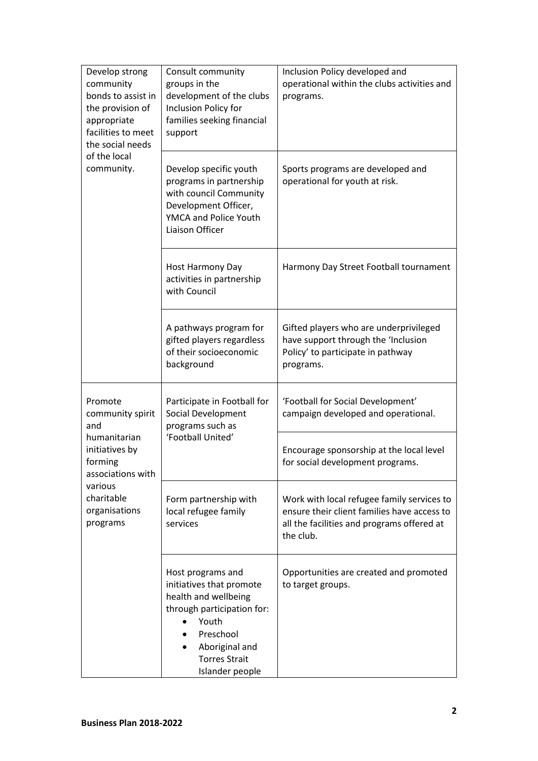| | | |
|---|---|---|
| Develop strong community bonds to assist in the provision of appropriate facilities to meet the social needs of the local community. | Consult community groups in the development of the clubs Inclusion Policy for families seeking financial support | Inclusion Policy developed and operational within the clubs activities and programs. |
| | Develop specific youth programs in partnership with council Community Development Officer, YMCA and Police Youth Liaison Officer | Sports programs are developed and operational for youth at risk. |
| | Host Harmony Day activities in partnership with Council | Harmony Day Street Football tournament |
| | A pathways program for gifted players regardless of their socioeconomic background | Gifted players who are underprivileged have support through the 'Inclusion Policy' to participate in pathway programs. |
| Promote community spirit and humanitarian initiatives by forming associations with various charitable organisations programs | Participate in Football for Social Development programs such as 'Football United' | 'Football for Social Development' campaign developed and operational. |
| | | Encourage sponsorship at the local level for social development programs. |
| | Form partnership with local refugee family services | Work with local refugee family services to ensure their client families have access to all the facilities and programs offered at the club. |
| | Host programs and initiatives that promote health and wellbeing through participation for: <br>• Youth <br>• Preschool <br>• Aboriginal and Torres Strait Islander people | Opportunities are created and promoted to target groups. |

**Business Plan 2018-2022**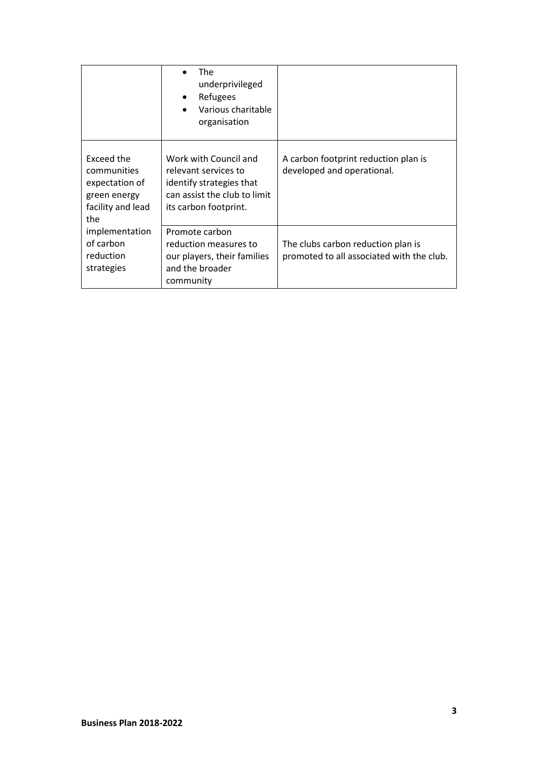| | | |
|---|---|---|
| | • The underprivileged<br>• Refugees<br>• Various charitable organisation | |
| Exceed the communities expectation of green energy facility and lead the implementation of carbon reduction strategies | Work with Council and relevant services to identify strategies that can assist the club to limit its carbon footprint. | A carbon footprint reduction plan is developed and operational. |
| | Promote carbon reduction measures to our players, their families and the broader community | The clubs carbon reduction plan is promoted to all associated with the club. |